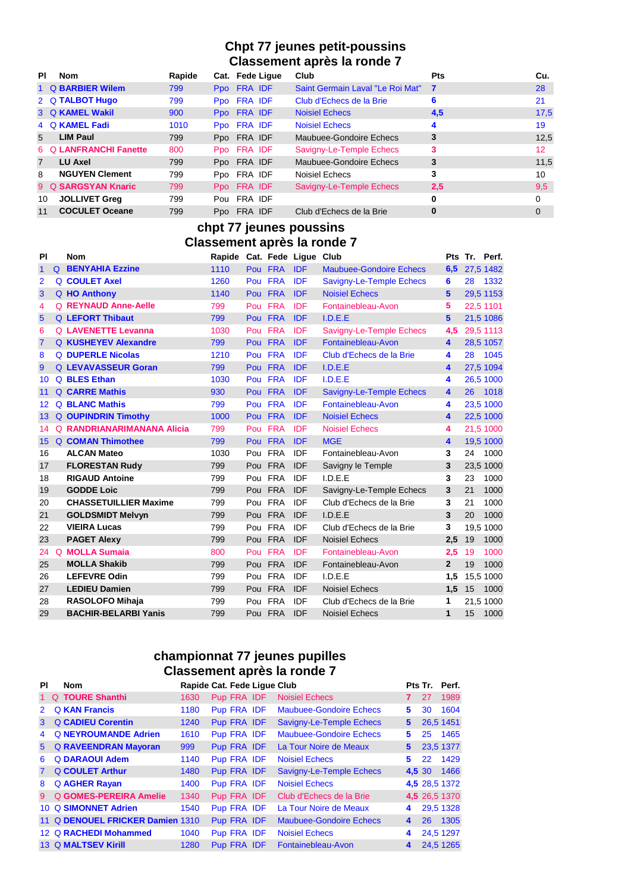## Chpt 77 jeunes petit-poussins
## Classement après la ronde 7

| Pl | | Nom | Rapide | Cat. | Fede | Ligue | Club | Pts | Cu. |
|---|---|---|---|---|---|---|---|---|---|
| 1 | Q | **BARBIER Wilem** | 799 | Ppo | FRA | IDF | Saint Germain Laval "Le Roi Mat" | **7** | 28 |
| 2 | Q | **TALBOT Hugo** | 799 | Ppo | FRA | IDF | Club d'Echecs de la Brie | **6** | 21 |
| 3 | Q | **KAMEL Wakil** | 900 | Ppo | FRA | IDF | Noisiel Echecs | **4,5** | 17,5 |
| 4 | Q | **KAMEL Fadi** | 1010 | Ppo | FRA | IDF | Noisiel Echecs | **4** | 19 |
| 5 | | **LIM Paul** | 799 | Ppo | FRA | IDF | Maubuee-Gondoire Echecs | **3** | 12,5 |
| 6 | Q | **LANFRANCHI Fanette** | 800 | Ppo | FRA | IDF | Savigny-Le-Temple Echecs | **3** | 12 |
| 7 | | **LU Axel** | 799 | Ppo | FRA | IDF | Maubuee-Gondoire Echecs | **3** | 11,5 |
| 8 | | **NGUYEN Clement** | 799 | Ppo | FRA | IDF | Noisiel Echecs | **3** | 10 |
| 9 | Q | **SARGSYAN Knaric** | 799 | Ppo | FRA | IDF | Savigny-Le-Temple Echecs | **2,5** | 9,5 |
| 10 | | **JOLLIVET Greg** | 799 | Pou | FRA | IDF | | **0** | 0 |
| 11 | | **COCULET Oceane** | 799 | Ppo | FRA | IDF | Club d'Echecs de la Brie | **0** | 0 |

## chpt 77 jeunes poussins
## Classement après la ronde 7

| Pl | | Nom | Rapide | Cat. | Fede | Ligue | Club | Pts | Tr. | Perf. |
|---|---|---|---|---|---|---|---|---|---|---|
| 1 | Q | **BENYAHIA Ezzine** | 1110 | Pou | FRA | IDF | Maubuee-Gondoire Echecs | **6,5** | 27,5 | 1482 |
| 2 | Q | **COULET Axel** | 1260 | Pou | FRA | IDF | Savigny-Le-Temple Echecs | **6** | 28 | 1332 |
| 3 | Q | **HO Anthony** | 1140 | Pou | FRA | IDF | Noisiel Echecs | **5** | 29,5 | 1153 |
| 4 | Q | **REYNAUD Anne-Aelle** | 799 | Pou | FRA | IDF | Fontainebleau-Avon | **5** | 22,5 | 1101 |
| 5 | Q | **LEFORT Thibaut** | 799 | Pou | FRA | IDF | I.D.E.E | **5** | 21,5 | 1086 |
| 6 | Q | **LAVENETTE Levanna** | 1030 | Pou | FRA | IDF | Savigny-Le-Temple Echecs | **4,5** | 29,5 | 1113 |
| 7 | Q | **KUSHEYEV Alexandre** | 799 | Pou | FRA | IDF | Fontainebleau-Avon | **4** | 28,5 | 1057 |
| 8 | Q | **DUPERLE Nicolas** | 1210 | Pou | FRA | IDF | Club d'Echecs de la Brie | **4** | 28 | 1045 |
| 9 | Q | **LEVAVASSEUR Goran** | 799 | Pou | FRA | IDF | I.D.E.E | **4** | 27,5 | 1094 |
| 10 | Q | **BLES Ethan** | 1030 | Pou | FRA | IDF | I.D.E.E | **4** | 26,5 | 1000 |
| 11 | Q | **CARRE Mathis** | 930 | Pou | FRA | IDF | Savigny-Le-Temple Echecs | **4** | 26 | 1018 |
| 12 | Q | **BLANC Mathis** | 799 | Pou | FRA | IDF | Fontainebleau-Avon | **4** | 23,5 | 1000 |
| 13 | Q | **OUPINDRIN Timothy** | 1000 | Pou | FRA | IDF | Noisiel Echecs | **4** | 22,5 | 1000 |
| 14 | Q | **RANDRIANARIMANANA Alicia** | 799 | Pou | FRA | IDF | Noisiel Echecs | **4** | 21,5 | 1000 |
| 15 | Q | **COMAN Thimothee** | 799 | Pou | FRA | IDF | MGE | **4** | 19,5 | 1000 |
| 16 | | **ALCAN Mateo** | 1030 | Pou | FRA | IDF | Fontainebleau-Avon | **3** | 24 | 1000 |
| 17 | | **FLORESTAN Rudy** | 799 | Pou | FRA | IDF | Savigny le Temple | **3** | 23,5 | 1000 |
| 18 | | **RIGAUD Antoine** | 799 | Pou | FRA | IDF | I.D.E.E | **3** | 23 | 1000 |
| 19 | | **GODDE Loic** | 799 | Pou | FRA | IDF | Savigny-Le-Temple Echecs | **3** | 21 | 1000 |
| 20 | | **CHASSETUILLIER Maxime** | 799 | Pou | FRA | IDF | Club d'Echecs de la Brie | **3** | 21 | 1000 |
| 21 | | **GOLDSMIDT Melvyn** | 799 | Pou | FRA | IDF | I.D.E.E | **3** | 20 | 1000 |
| 22 | | **VIEIRA Lucas** | 799 | Pou | FRA | IDF | Club d'Echecs de la Brie | **3** | 19,5 | 1000 |
| 23 | | **PAGET Alexy** | 799 | Pou | FRA | IDF | Noisiel Echecs | **2,5** | 19 | 1000 |
| 24 | Q | **MOLLA Sumaia** | 800 | Pou | FRA | IDF | Fontainebleau-Avon | **2,5** | 19 | 1000 |
| 25 | | **MOLLA Shakib** | 799 | Pou | FRA | IDF | Fontainebleau-Avon | **2** | 19 | 1000 |
| 26 | | **LEFEVRE Odin** | 799 | Pou | FRA | IDF | I.D.E.E | **1,5** | 15,5 | 1000 |
| 27 | | **LEDIEU Damien** | 799 | Pou | FRA | IDF | Noisiel Echecs | **1,5** | 15 | 1000 |
| 28 | | **RASOLOFO Mihaja** | 799 | Pou | FRA | IDF | Club d'Echecs de la Brie | **1** | 21,5 | 1000 |
| 29 | | **BACHIR-BELARBI Yanis** | 799 | Pou | FRA | IDF | Noisiel Echecs | **1** | 15 | 1000 |

## championnat 77 jeunes pupilles
## Classement après la ronde 7

| Pl | | Nom | Rapide | Cat. | Fede | Ligue | Club | Pts | Tr. | Perf. |
|---|---|---|---|---|---|---|---|---|---|---|
| 1 | Q | **TOURE Shanthi** | 1630 | Pup | FRA | IDF | Noisiel Echecs | **7** | 27 | 1989 |
| 2 | Q | **KAN Francis** | 1180 | Pup | FRA | IDF | Maubuee-Gondoire Echecs | **5** | 30 | 1604 |
| 3 | Q | **CADIEU Corentin** | 1240 | Pup | FRA | IDF | Savigny-Le-Temple Echecs | **5** | 26,5 | 1451 |
| 4 | Q | **NEYROUMANDE Adrien** | 1610 | Pup | FRA | IDF | Maubuee-Gondoire Echecs | **5** | 25 | 1465 |
| 5 | Q | **RAVEENDRAN Mayoran** | 999 | Pup | FRA | IDF | La Tour Noire de Meaux | **5** | 23,5 | 1377 |
| 6 | Q | **DARAOUI Adem** | 1140 | Pup | FRA | IDF | Noisiel Echecs | **5** | 22 | 1429 |
| 7 | Q | **COULET Arthur** | 1480 | Pup | FRA | IDF | Savigny-Le-Temple Echecs | **4,5** | 30 | 1466 |
| 8 | Q | **AGHER Rayan** | 1400 | Pup | FRA | IDF | Noisiel Echecs | **4,5** | 28,5 | 1372 |
| 9 | Q | **GOMES-PEREIRA Amelie** | 1340 | Pup | FRA | IDF | Club d'Echecs de la Brie | **4,5** | 26,5 | 1370 |
| 10 | Q | **SIMONNET Adrien** | 1540 | Pup | FRA | IDF | La Tour Noire de Meaux | **4** | 29,5 | 1328 |
| 11 | Q | **DENOUEL FRICKER Damien** | 1310 | Pup | FRA | IDF | Maubuee-Gondoire Echecs | **4** | 26 | 1305 |
| 12 | Q | **RACHEDI Mohammed** | 1040 | Pup | FRA | IDF | Noisiel Echecs | **4** | 24,5 | 1297 |
| 13 | Q | **MALTSEV Kirill** | 1280 | Pup | FRA | IDF | Fontainebleau-Avon | **4** | 24,5 | 1265 |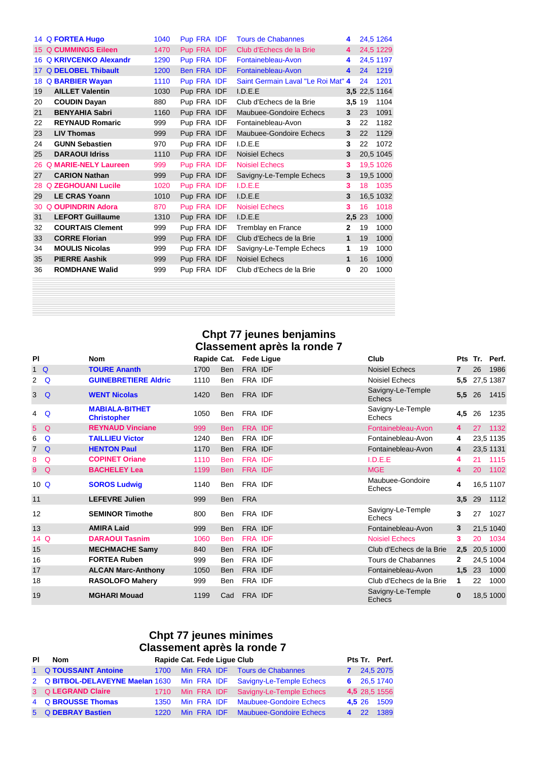| Pl | | Nom | Rapide | Cat. | Fede | Ligue | Club | Pts | Tr. | Perf. |
|---|---|---|---|---|---|---|---|---|---|---|
| 14 | Q | **FORTEA Hugo** | 1040 | Pup | FRA | IDF | Tours de Chabannes | **4** | 24,5 | 1264 |
| 15 | Q | **CUMMINGS Eileen** | 1470 | Pup | FRA | IDF | Club d'Echecs de la Brie | **4** | 24,5 | 1229 |
| 16 | Q | **KRIVCENKO Alexandr** | 1290 | Pup | FRA | IDF | Fontainebleau-Avon | **4** | 24,5 | 1197 |
| 17 | Q | **DELOBEL Thibault** | 1200 | Ben | FRA | IDF | Fontainebleau-Avon | **4** | 24 | 1219 |
| 18 | Q | **BARBIER Wayan** | 1110 | Pup | FRA | IDF | Saint Germain Laval "Le Roi Mat" | **4** | 24 | 1201 |
| 19 | | **AILLET Valentin** | 1030 | Pup | FRA | IDF | I.D.E.E | **3,5** | 22,5 | 1164 |
| 20 | | **COUDIN Dayan** | 880 | Pup | FRA | IDF | Club d'Echecs de la Brie | **3,5** | 19 | 1104 |
| 21 | | **BENYAHIA Sabri** | 1160 | Pup | FRA | IDF | Maubuee-Gondoire Echecs | **3** | 23 | 1091 |
| 22 | | **REYNAUD Romaric** | 999 | Pup | FRA | IDF | Fontainebleau-Avon | **3** | 22 | 1182 |
| 23 | | **LIV Thomas** | 999 | Pup | FRA | IDF | Maubuee-Gondoire Echecs | **3** | 22 | 1129 |
| 24 | | **GUNN Sebastien** | 970 | Pup | FRA | IDF | I.D.E.E | **3** | 22 | 1072 |
| 25 | | **DARAOUI Idriss** | 1110 | Pup | FRA | IDF | Noisiel Echecs | **3** | 20,5 | 1045 |
| 26 | Q | **MARIE-NELY Laureen** | 999 | Pup | FRA | IDF | Noisiel Echecs | **3** | 19,5 | 1026 |
| 27 | | **CARION Nathan** | 999 | Pup | FRA | IDF | Savigny-Le-Temple Echecs | **3** | 19,5 | 1000 |
| 28 | Q | **ZEGHOUANI Lucile** | 1020 | Pup | FRA | IDF | I.D.E.E | **3** | 18 | 1035 |
| 29 | | **LE CRAS Yoann** | 1010 | Pup | FRA | IDF | I.D.E.E | **3** | 16,5 | 1032 |
| 30 | Q | **OUPINDRIN Adora** | 870 | Pup | FRA | IDF | Noisiel Echecs | **3** | 16 | 1018 |
| 31 | | **LEFORT Guillaume** | 1310 | Pup | FRA | IDF | I.D.E.E | **2,5** | 23 | 1000 |
| 32 | | **COURTAIS Clement** | 999 | Pup | FRA | IDF | Tremblay en France | **2** | 19 | 1000 |
| 33 | | **CORRE Florian** | 999 | Pup | FRA | IDF | Club d'Echecs de la Brie | **1** | 19 | 1000 |
| 34 | | **MOULIS Nicolas** | 999 | Pup | FRA | IDF | Savigny-Le-Temple Echecs | **1** | 19 | 1000 |
| 35 | | **PIERRE Aashik** | 999 | Pup | FRA | IDF | Noisiel Echecs | **1** | 16 | 1000 |
| 36 | | **ROMDHANE Walid** | 999 | Pup | FRA | IDF | Club d'Echecs de la Brie | **0** | 20 | 1000 |

## Chpt 77 jeunes benjamins
## Classement après la ronde 7

| Pl | | Nom | Rapide | Cat. | Fede | Ligue | Club | Pts | Tr. | Perf. |
|---|---|---|---|---|---|---|---|---|---|---|
| 1 | Q | **TOURE Ananth** | 1700 | Ben | FRA | IDF | Noisiel Echecs | **7** | 26 | 1986 |
| 2 | Q | **GUINEBRETIERE Aldric** | 1110 | Ben | FRA | IDF | Noisiel Echecs | **5,5** | 27,5 | 1387 |
| 3 | Q | **WENT Nicolas** | 1420 | Ben | FRA | IDF | Savigny-Le-Temple Echecs | **5,5** | 26 | 1415 |
| 4 | Q | **MABIALA-BITHET Christopher** | 1050 | Ben | FRA | IDF | Savigny-Le-Temple Echecs | **4,5** | 26 | 1235 |
| 5 | Q | **REYNAUD Vinciane** | 999 | Ben | FRA | IDF | Fontainebleau-Avon | **4** | 27 | 1132 |
| 6 | Q | **TAILLIEU Victor** | 1240 | Ben | FRA | IDF | Fontainebleau-Avon | **4** | 23,5 | 1135 |
| 7 | Q | **HENTON Paul** | 1170 | Ben | FRA | IDF | Fontainebleau-Avon | **4** | 23,5 | 1131 |
| 8 | Q | **COPINET Oriane** | 1110 | Ben | FRA | IDF | I.D.E.E | **4** | 21 | 1115 |
| 9 | Q | **BACHELEY Lea** | 1199 | Ben | FRA | IDF | MGE | **4** | 20 | 1102 |
| 10 | Q | **SOROS Ludwig** | 1140 | Ben | FRA | IDF | Maubuee-Gondoire Echecs | **4** | 16,5 | 1107 |
| 11 | | **LEFEVRE Julien** | 999 | Ben | FRA | | | **3,5** | 29 | 1112 |
| 12 | | **SEMINOR Timothe** | 800 | Ben | FRA | IDF | Savigny-Le-Temple Echecs | **3** | 27 | 1027 |
| 13 | | **AMIRA Laid** | 999 | Ben | FRA | IDF | Fontainebleau-Avon | **3** | 21,5 | 1040 |
| 14 | Q | **DARAOUI Tasnim** | 1060 | Ben | FRA | IDF | Noisiel Echecs | **3** | 20 | 1034 |
| 15 | | **MECHMACHE Samy** | 840 | Ben | FRA | IDF | Club d'Echecs de la Brie | **2,5** | 20,5 | 1000 |
| 16 | | **FORTEA Ruben** | 999 | Ben | FRA | IDF | Tours de Chabannes | **2** | 24,5 | 1004 |
| 17 | | **ALCAN Marc-Anthony** | 1050 | Ben | FRA | IDF | Fontainebleau-Avon | **1,5** | 23 | 1000 |
| 18 | | **RASOLOFO Mahery** | 999 | Ben | FRA | IDF | Club d'Echecs de la Brie | **1** | 22 | 1000 |
| 19 | | **MGHARI Mouad** | 1199 | Cad | FRA | IDF | Savigny-Le-Temple Echecs | **0** | 18,5 | 1000 |

## Chpt 77 jeunes minimes
## Classement après la ronde 7

| Pl | | Nom | Rapide | Cat. | Fede | Ligue | Club | Pts | Tr. | Perf. |
|---|---|---|---|---|---|---|---|---|---|---|
| 1 | Q | **TOUSSAINT Antoine** | 1700 | Min | FRA | IDF | Tours de Chabannes | **7** | 24,5 | 2075 |
| 2 | Q | **BITBOL-DELAVEYNE Maelan** | 1630 | Min | FRA | IDF | Savigny-Le-Temple Echecs | **6** | 26,5 | 1740 |
| 3 | Q | **LEGRAND Claire** | 1710 | Min | FRA | IDF | Savigny-Le-Temple Echecs | **4,5** | 28,5 | 1556 |
| 4 | Q | **BROUSSE Thomas** | 1350 | Min | FRA | IDF | Maubuee-Gondoire Echecs | **4,5** | 26 | 1509 |
| 5 | Q | **DEBRAY Bastien** | 1220 | Min | FRA | IDF | Maubuee-Gondoire Echecs | **4** | 22 | 1389 |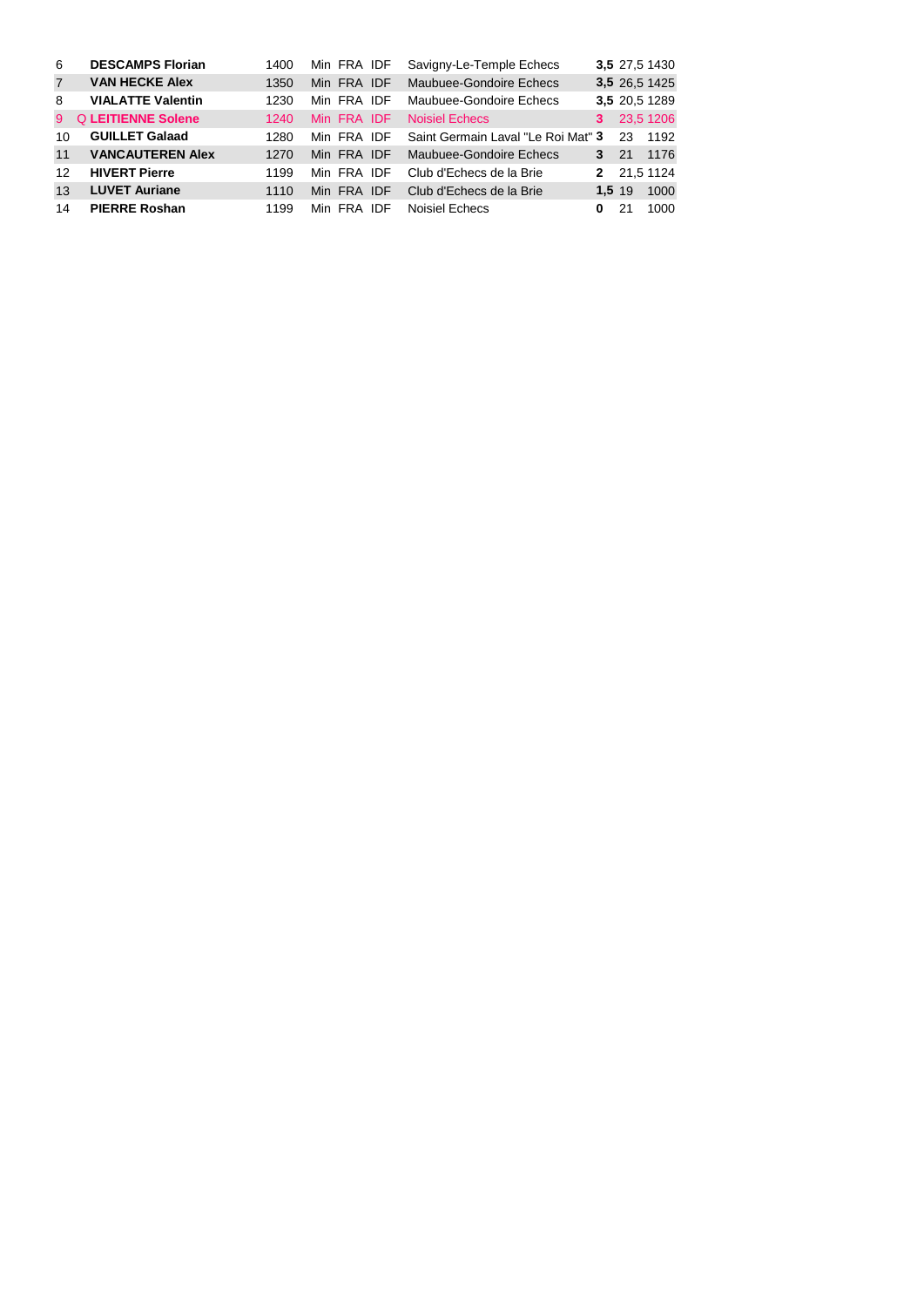| | | | | | | | | | | |
|---|---|---|---|---|---|---|---|---|---|---|
| 6 | | **DESCAMPS Florian** | 1400 | Min | FRA | IDF | Savigny-Le-Temple Echecs | **3,5** | 27,5 | 1430 |
| 7 | | **VAN HECKE Alex** | 1350 | Min | FRA | IDF | Maubuee-Gondoire Echecs | **3,5** | 26,5 | 1425 |
| 8 | | **VIALATTE Valentin** | 1230 | Min | FRA | IDF | Maubuee-Gondoire Echecs | **3,5** | 20,5 | 1289 |
| 9 | Q | **LEITIENNE Solene** | 1240 | Min | FRA | IDF | Noisiel Echecs | **3** | 23,5 | 1206 |
| 10 | | **GUILLET Galaad** | 1280 | Min | FRA | IDF | Saint Germain Laval "Le Roi Mat" | **3** | 23 | 1192 |
| 11 | | **VANCAUTEREN Alex** | 1270 | Min | FRA | IDF | Maubuee-Gondoire Echecs | **3** | 21 | 1176 |
| 12 | | **HIVERT Pierre** | 1199 | Min | FRA | IDF | Club d'Echecs de la Brie | **2** | 21,5 | 1124 |
| 13 | | **LUVET Auriane** | 1110 | Min | FRA | IDF | Club d'Echecs de la Brie | **1,5** | 19 | 1000 |
| 14 | | **PIERRE Roshan** | 1199 | Min | FRA | IDF | Noisiel Echecs | **0** | 21 | 1000 |